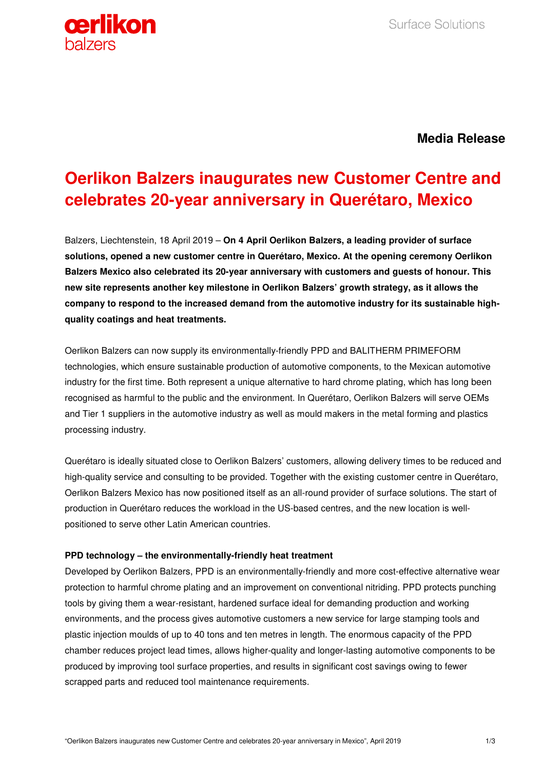**Media Release**

# Oerlikon Balzers inaugurates new Customer Centre and celebrates 20-year anniversary in Querétaro, Mexico

Balzers, Liechtenstein, 18 April 2019 – **On 4 April Oerlikon Balzers, a leading provider of surface solutions, opened a new customer centre in Querétaro, Mexico. At the opening ceremony Oerlikon Balzers Mexico also celebrated its 20-year anniversary with customers and guests of honour. This new site represents another key milestone in Oerlikon Balzers' growth strategy, as it allows the company to respond to the increased demand from the automotive industry for its sustainable high-quality coatings and heat treatments.**

Oerlikon Balzers can now supply its environmentally-friendly PPD and BALITHERM PRIMEFORM technologies, which ensure sustainable production of automotive components, to the Mexican automotive industry for the first time. Both represent a unique alternative to hard chrome plating, which has long been recognised as harmful to the public and the environment. In Querétaro, Oerlikon Balzers will serve OEMs and Tier 1 suppliers in the automotive industry as well as mould makers in the metal forming and plastics processing industry.

Querétaro is ideally situated close to Oerlikon Balzers' customers, allowing delivery times to be reduced and high-quality service and consulting to be provided. Together with the existing customer centre in Querétaro, Oerlikon Balzers Mexico has now positioned itself as an all-round provider of surface solutions. The start of production in Querétaro reduces the workload in the US-based centres, and the new location is well-positioned to serve other Latin American countries.

**PPD technology – the environmentally-friendly heat treatment**

Developed by Oerlikon Balzers, PPD is an environmentally-friendly and more cost-effective alternative wear protection to harmful chrome plating and an improvement on conventional nitriding. PPD protects punching tools by giving them a wear-resistant, hardened surface ideal for demanding production and working environments, and the process gives automotive customers a new service for large stamping tools and plastic injection moulds of up to 40 tons and ten metres in length. The enormous capacity of the PPD chamber reduces project lead times, allows higher-quality and longer-lasting automotive components to be produced by improving tool surface properties, and results in significant cost savings owing to fewer scrapped parts and reduced tool maintenance requirements.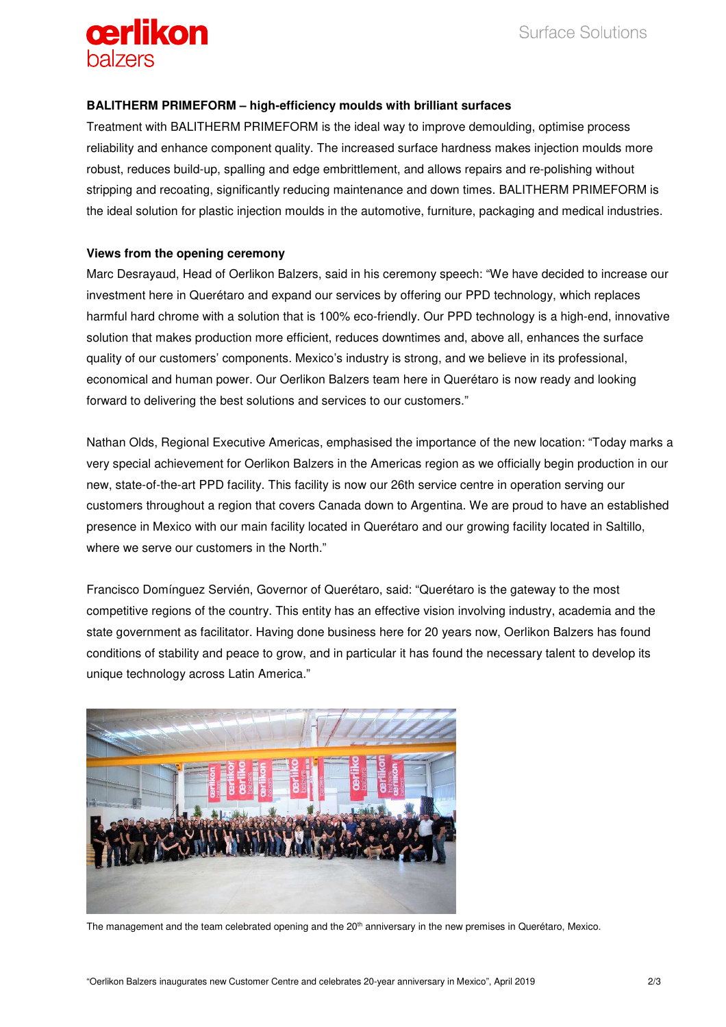**BALITHERM PRIMEFORM – high-efficiency moulds with brilliant surfaces**

Treatment with BALITHERM PRIMEFORM is the ideal way to improve demoulding, optimise process reliability and enhance component quality. The increased surface hardness makes injection moulds more robust, reduces build-up, spalling and edge embrittlement, and allows repairs and re-polishing without stripping and recoating, significantly reducing maintenance and down times. BALITHERM PRIMEFORM is the ideal solution for plastic injection moulds in the automotive, furniture, packaging and medical industries.

**Views from the opening ceremony**

Marc Desrayaud, Head of Oerlikon Balzers, said in his ceremony speech: "We have decided to increase our investment here in Querétaro and expand our services by offering our PPD technology, which replaces harmful hard chrome with a solution that is 100% eco-friendly. Our PPD technology is a high-end, innovative solution that makes production more efficient, reduces downtimes and, above all, enhances the surface quality of our customers' components. Mexico's industry is strong, and we believe in its professional, economical and human power. Our Oerlikon Balzers team here in Querétaro is now ready and looking forward to delivering the best solutions and services to our customers."

Nathan Olds, Regional Executive Americas, emphasised the importance of the new location: "Today marks a very special achievement for Oerlikon Balzers in the Americas region as we officially begin production in our new, state-of-the-art PPD facility. This facility is now our 26th service centre in operation serving our customers throughout a region that covers Canada down to Argentina. We are proud to have an established presence in Mexico with our main facility located in Querétaro and our growing facility located in Saltillo, where we serve our customers in the North."

Francisco Domínguez Servién, Governor of Querétaro, said: "Querétaro is the gateway to the most competitive regions of the country. This entity has an effective vision involving industry, academia and the state government as facilitator. Having done business here for 20 years now, Oerlikon Balzers has found conditions of stability and peace to grow, and in particular it has found the necessary talent to develop its unique technology across Latin America."

The management and the team celebrated opening and the 20th anniversary in the new premises in Querétaro, Mexico.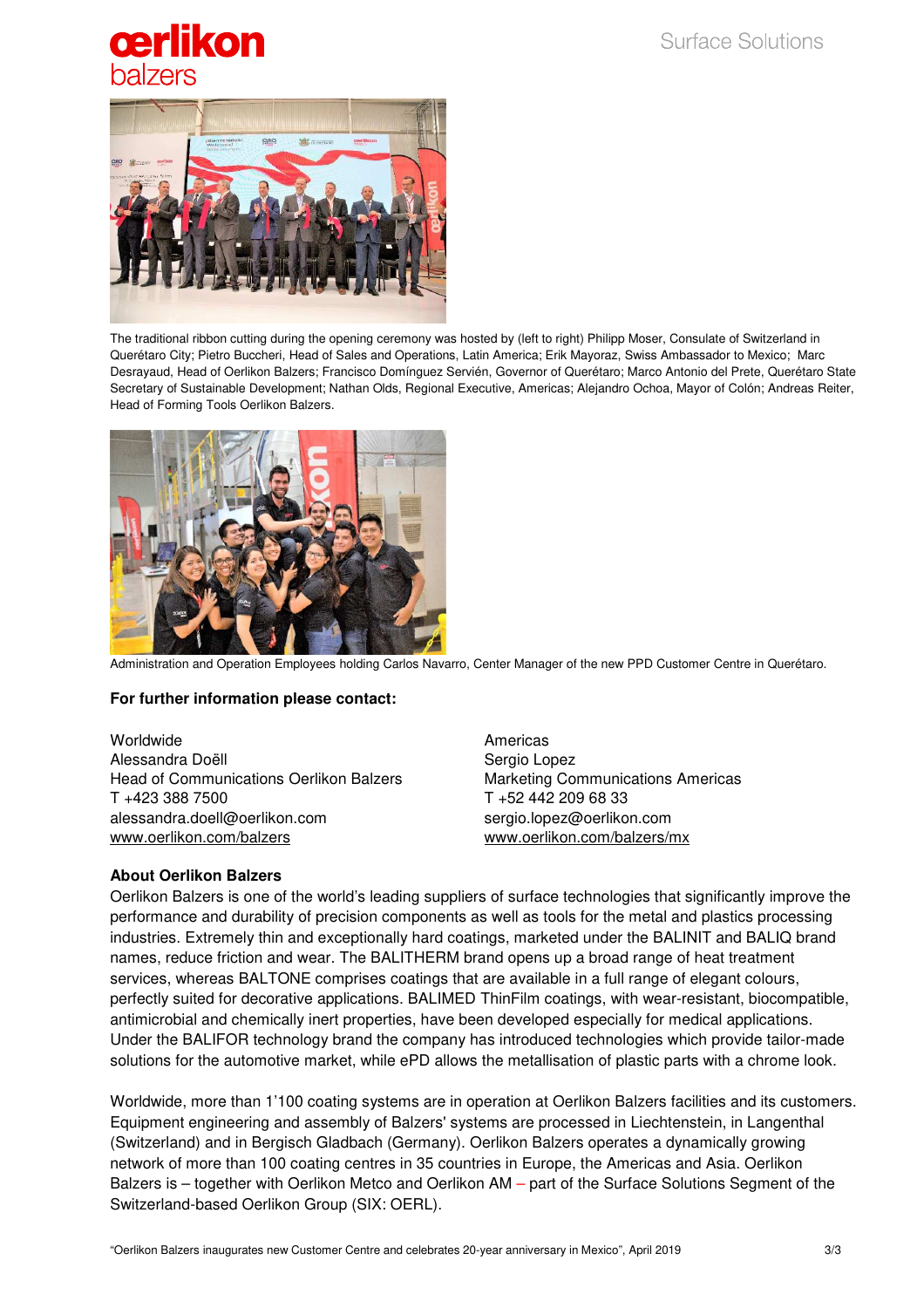The traditional ribbon cutting during the opening ceremony was hosted by (left to right) Philipp Moser, Consulate of Switzerland in Querétaro City; Pietro Buccheri, Head of Sales and Operations, Latin America; Erik Mayoraz, Swiss Ambassador to Mexico; Marc Desrayaud, Head of Oerlikon Balzers; Francisco Domínguez Servién, Governor of Querétaro; Marco Antonio del Prete, Querétaro State Secretary of Sustainable Development; Nathan Olds, Regional Executive, Americas; Alejandro Ochoa, Mayor of Colón; Andreas Reiter, Head of Forming Tools Oerlikon Balzers.

Administration and Operation Employees holding Carlos Navarro, Center Manager of the new PPD Customer Centre in Querétaro.

**For further information please contact:**

Worldwide
Alessandra Doëll
Head of Communications Oerlikon Balzers
T +423 388 7500
alessandra.doell@oerlikon.com
www.oerlikon.com/balzers

Americas
Sergio Lopez
Marketing Communications Americas
T +52 442 209 68 33
sergio.lopez@oerlikon.com
www.oerlikon.com/balzers/mx

**About Oerlikon Balzers**

Oerlikon Balzers is one of the world's leading suppliers of surface technologies that significantly improve the performance and durability of precision components as well as tools for the metal and plastics processing industries. Extremely thin and exceptionally hard coatings, marketed under the BALINIT and BALIQ brand names, reduce friction and wear. The BALITHERM brand opens up a broad range of heat treatment services, whereas BALTONE comprises coatings that are available in a full range of elegant colours, perfectly suited for decorative applications. BALIMED ThinFilm coatings, with wear-resistant, biocompatible, antimicrobial and chemically inert properties, have been developed especially for medical applications. Under the BALIFOR technology brand the company has introduced technologies which provide tailor-made solutions for the automotive market, while ePD allows the metallisation of plastic parts with a chrome look.

Worldwide, more than 1'100 coating systems are in operation at Oerlikon Balzers facilities and its customers. Equipment engineering and assembly of Balzers' systems are processed in Liechtenstein, in Langenthal (Switzerland) and in Bergisch Gladbach (Germany). Oerlikon Balzers operates a dynamically growing network of more than 100 coating centres in 35 countries in Europe, the Americas and Asia. Oerlikon Balzers is – together with Oerlikon Metco and Oerlikon AM – part of the Surface Solutions Segment of the Switzerland-based Oerlikon Group (SIX: OERL).